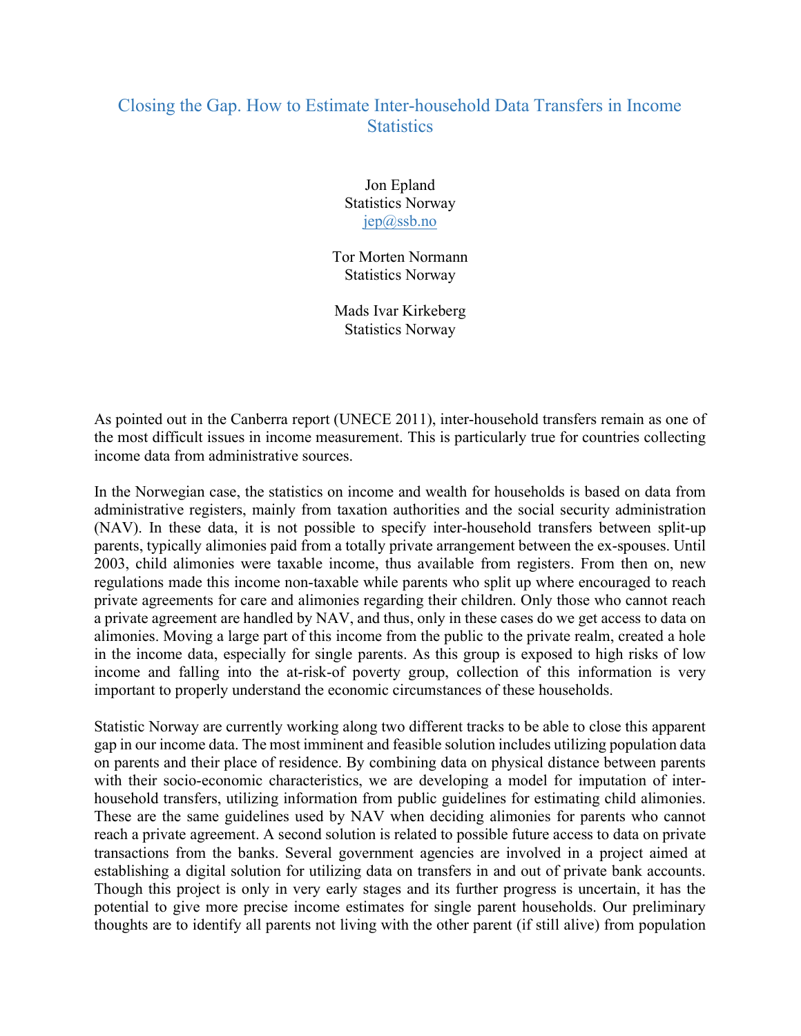# Closing the Gap. How to Estimate Inter-household Data Transfers in Income Statistics

Jon Epland
Statistics Norway
jep@ssb.no

Tor Morten Normann
Statistics Norway

Mads Ivar Kirkeberg
Statistics Norway

As pointed out in the Canberra report (UNECE 2011), inter-household transfers remain as one of the most difficult issues in income measurement. This is particularly true for countries collecting income data from administrative sources.

In the Norwegian case, the statistics on income and wealth for households is based on data from administrative registers, mainly from taxation authorities and the social security administration (NAV). In these data, it is not possible to specify inter-household transfers between split-up parents, typically alimonies paid from a totally private arrangement between the ex-spouses. Until 2003, child alimonies were taxable income, thus available from registers. From then on, new regulations made this income non-taxable while parents who split up where encouraged to reach private agreements for care and alimonies regarding their children. Only those who cannot reach a private agreement are handled by NAV, and thus, only in these cases do we get access to data on alimonies. Moving a large part of this income from the public to the private realm, created a hole in the income data, especially for single parents. As this group is exposed to high risks of low income and falling into the at-risk-of poverty group, collection of this information is very important to properly understand the economic circumstances of these households.

Statistic Norway are currently working along two different tracks to be able to close this apparent gap in our income data. The most imminent and feasible solution includes utilizing population data on parents and their place of residence. By combining data on physical distance between parents with their socio-economic characteristics, we are developing a model for imputation of inter-household transfers, utilizing information from public guidelines for estimating child alimonies. These are the same guidelines used by NAV when deciding alimonies for parents who cannot reach a private agreement. A second solution is related to possible future access to data on private transactions from the banks. Several government agencies are involved in a project aimed at establishing a digital solution for utilizing data on transfers in and out of private bank accounts. Though this project is only in very early stages and its further progress is uncertain, it has the potential to give more precise income estimates for single parent households. Our preliminary thoughts are to identify all parents not living with the other parent (if still alive) from population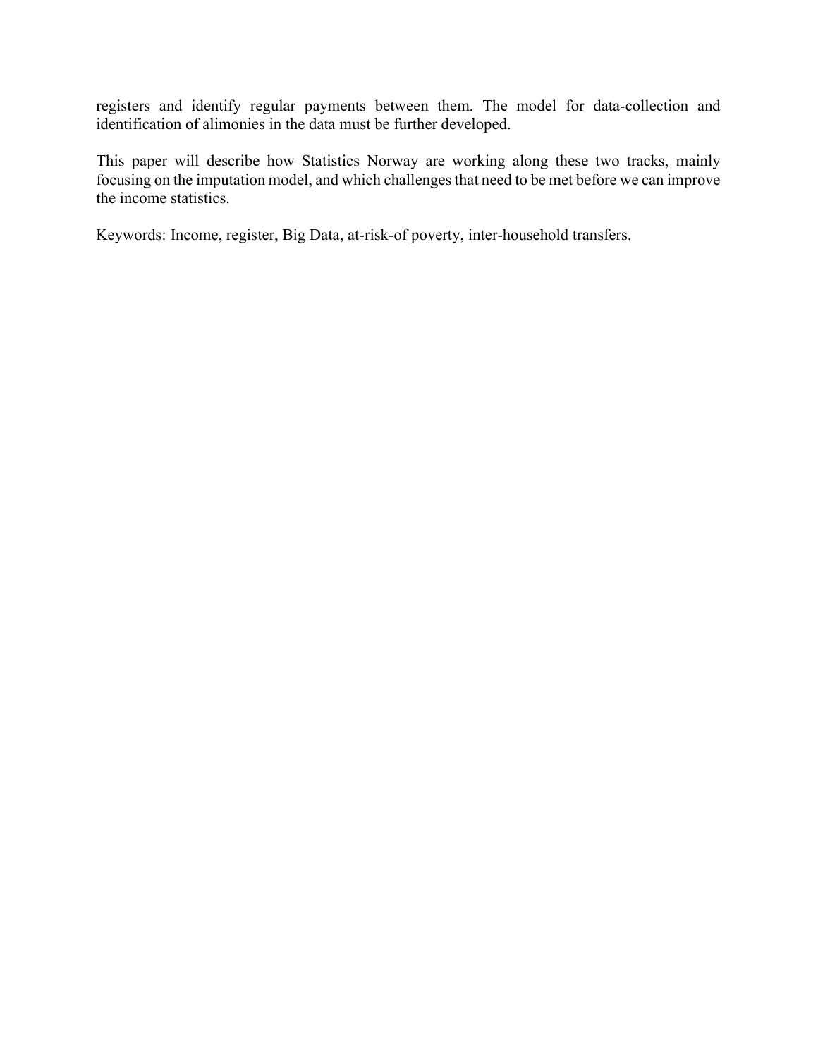registers and identify regular payments between them. The model for data-collection and identification of alimonies in the data must be further developed.

This paper will describe how Statistics Norway are working along these two tracks, mainly focusing on the imputation model, and which challenges that need to be met before we can improve the income statistics.

Keywords: Income, register, Big Data, at-risk-of poverty, inter-household transfers.